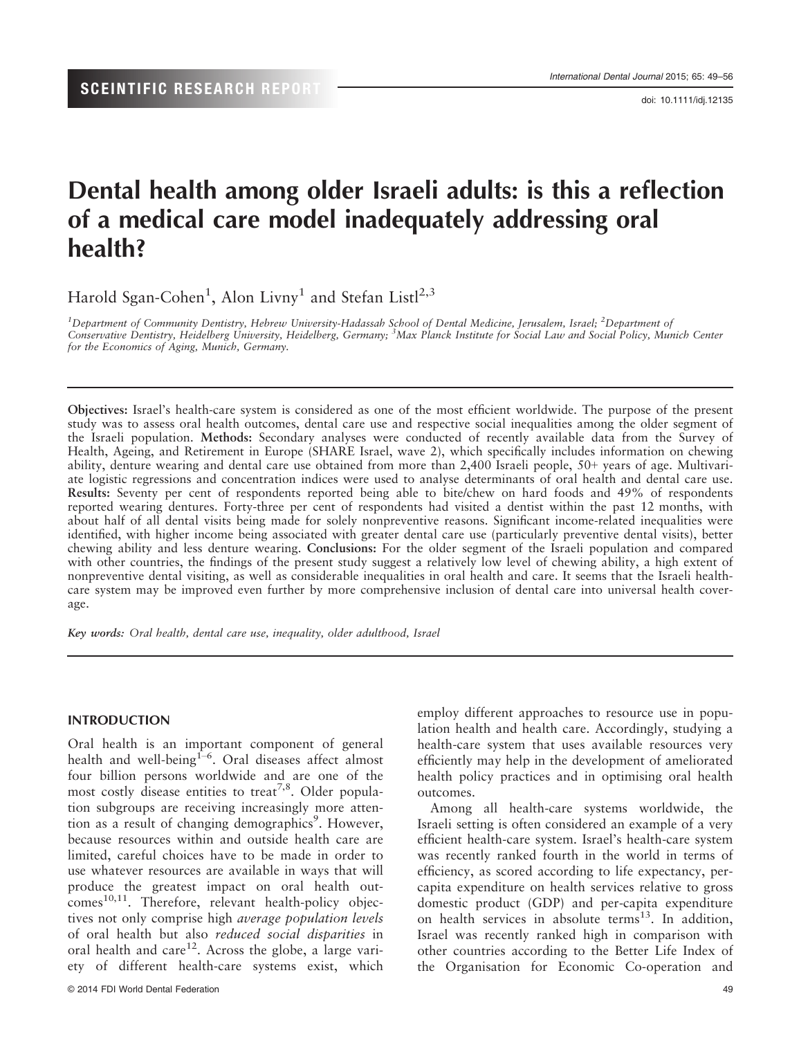SCEINTIFIC RESEARCH REPORT

doi: 10.1111/idj.12135

# Dental health among older Israeli adults: is this a reflection of a medical care model inadequately addressing oral health?

Harold Sgan-Cohen[1], Alon Livny[1] and Stefan Listl[2,3]

[1]Department of Community Dentistry, Hebrew University-Hadassah School of Dental Medicine, Jerusalem, Israel; [2]Department of Conservative Dentistry, Heidelberg University, Heidelberg, Germany; [3]Max Planck Institute for Social Law and Social Policy, Munich Center for the Economics of Aging, Munich, Germany.

**Objectives:** Israel's health-care system is considered as one of the most efficient worldwide. The purpose of the present study was to assess oral health outcomes, dental care use and respective social inequalities among the older segment of the Israeli population. **Methods:** Secondary analyses were conducted of recently available data from the Survey of Health, Ageing, and Retirement in Europe (SHARE Israel, wave 2), which specifically includes information on chewing ability, denture wearing and dental care use obtained from more than 2,400 Israeli people, 50+ years of age. Multivariate logistic regressions and concentration indices were used to analyse determinants of oral health and dental care use. **Results:** Seventy per cent of respondents reported being able to bite/chew on hard foods and 49% of respondents reported wearing dentures. Forty-three per cent of respondents had visited a dentist within the past 12 months, with about half of all dental visits being made for solely nonpreventive reasons. Significant income-related inequalities were identified, with higher income being associated with greater dental care use (particularly preventive dental visits), better chewing ability and less denture wearing. **Conclusions:** For the older segment of the Israeli population and compared with other countries, the findings of the present study suggest a relatively low level of chewing ability, a high extent of nonpreventive dental visiting, as well as considerable inequalities in oral health and care. It seems that the Israeli health-care system may be improved even further by more comprehensive inclusion of dental care into universal health coverage.

*Key words:* Oral health, dental care use, inequality, older adulthood, Israel

## INTRODUCTION

Oral health is an important component of general health and well-being[1–6]. Oral diseases affect almost four billion persons worldwide and are one of the most costly disease entities to treat[7,8]. Older population subgroups are receiving increasingly more attention as a result of changing demographics[9]. However, because resources within and outside health care are limited, careful choices have to be made in order to use whatever resources are available in ways that will produce the greatest impact on oral health outcomes[10,11]. Therefore, relevant health-policy objectives not only comprise high *average population levels* of oral health but also *reduced social disparities* in oral health and care[12]. Across the globe, a large variety of different health-care systems exist, which employ different approaches to resource use in population health and health care. Accordingly, studying a health-care system that uses available resources very efficiently may help in the development of ameliorated health policy practices and in optimising oral health outcomes.

Among all health-care systems worldwide, the Israeli setting is often considered an example of a very efficient health-care system. Israel's health-care system was recently ranked fourth in the world in terms of efficiency, as scored according to life expectancy, per-capita expenditure on health services relative to gross domestic product (GDP) and per-capita expenditure on health services in absolute terms[13]. In addition, Israel was recently ranked high in comparison with other countries according to the Better Life Index of the Organisation for Economic Co-operation and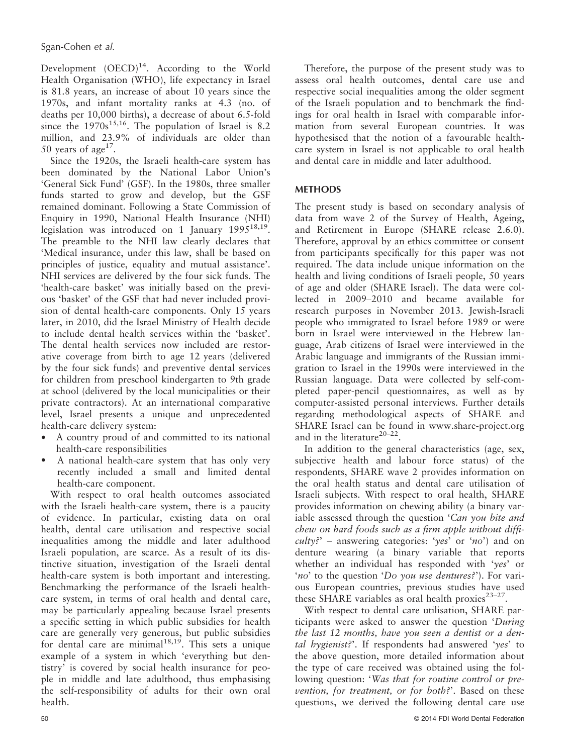Development (OECD)[14]. According to the World Health Organisation (WHO), life expectancy in Israel is 81.8 years, an increase of about 10 years since the 1970s, and infant mortality ranks at 4.3 (no. of deaths per 10,000 births), a decrease of about 6.5-fold since the 1970s[15,16]. The population of Israel is 8.2 million, and 23.9% of individuals are older than 50 years of age[17].

Since the 1920s, the Israeli health-care system has been dominated by the National Labor Union's 'General Sick Fund' (GSF). In the 1980s, three smaller funds started to grow and develop, but the GSF remained dominant. Following a State Commission of Enquiry in 1990, National Health Insurance (NHI) legislation was introduced on 1 January 1995[18,19]. The preamble to the NHI law clearly declares that 'Medical insurance, under this law, shall be based on principles of justice, equality and mutual assistance'. NHI services are delivered by the four sick funds. The 'health-care basket' was initially based on the previous 'basket' of the GSF that had never included provision of dental health-care components. Only 15 years later, in 2010, did the Israel Ministry of Health decide to include dental health services within the 'basket'. The dental health services now included are restorative coverage from birth to age 12 years (delivered by the four sick funds) and preventive dental services for children from preschool kindergarten to 9th grade at school (delivered by the local municipalities or their private contractors). At an international comparative level, Israel presents a unique and unprecedented health-care delivery system:

- A country proud of and committed to its national health-care responsibilities
- A national health-care system that has only very recently included a small and limited dental health-care component.

With respect to oral health outcomes associated with the Israeli health-care system, there is a paucity of evidence. In particular, existing data on oral health, dental care utilisation and respective social inequalities among the middle and later adulthood Israeli population, are scarce. As a result of its distinctive situation, investigation of the Israeli dental health-care system is both important and interesting. Benchmarking the performance of the Israeli health-care system, in terms of oral health and dental care, may be particularly appealing because Israel presents a specific setting in which public subsidies for health care are generally very generous, but public subsidies for dental care are minimal[18,19]. This sets a unique example of a system in which 'everything but dentistry' is covered by social health insurance for people in middle and late adulthood, thus emphasising the self-responsibility of adults for their own oral health.

Therefore, the purpose of the present study was to assess oral health outcomes, dental care use and respective social inequalities among the older segment of the Israeli population and to benchmark the findings for oral health in Israel with comparable information from several European countries. It was hypothesised that the notion of a favourable health-care system in Israel is not applicable to oral health and dental care in middle and later adulthood.

## METHODS

The present study is based on secondary analysis of data from wave 2 of the Survey of Health, Ageing, and Retirement in Europe (SHARE release 2.6.0). Therefore, approval by an ethics committee or consent from participants specifically for this paper was not required. The data include unique information on the health and living conditions of Israeli people, 50 years of age and older (SHARE Israel). The data were collected in 2009–2010 and became available for research purposes in November 2013. Jewish-Israeli people who immigrated to Israel before 1989 or were born in Israel were interviewed in the Hebrew language, Arab citizens of Israel were interviewed in the Arabic language and immigrants of the Russian immigration to Israel in the 1990s were interviewed in the Russian language. Data were collected by self-completed paper-pencil questionnaires, as well as by computer-assisted personal interviews. Further details regarding methodological aspects of SHARE and SHARE Israel can be found in www.share-project.org and in the literature[20–22].

In addition to the general characteristics (age, sex, subjective health and labour force status) of the respondents, SHARE wave 2 provides information on the oral health status and dental care utilisation of Israeli subjects. With respect to oral health, SHARE provides information on chewing ability (a binary variable assessed through the question '*Can you bite and chew on hard foods such as a firm apple without difficulty?*' – answering categories: '*yes*' or '*no*') and on denture wearing (a binary variable that reports whether an individual has responded with '*yes*' or '*no*' to the question '*Do you use dentures?*'). For various European countries, previous studies have used these SHARE variables as oral health proxies[23–27].

With respect to dental care utilisation, SHARE participants were asked to answer the question '*During the last 12 months, have you seen a dentist or a dental hygienist?*'. If respondents had answered '*yes*' to the above question, more detailed information about the type of care received was obtained using the following question: '*Was that for routine control or prevention, for treatment, or for both?*'. Based on these questions, we derived the following dental care use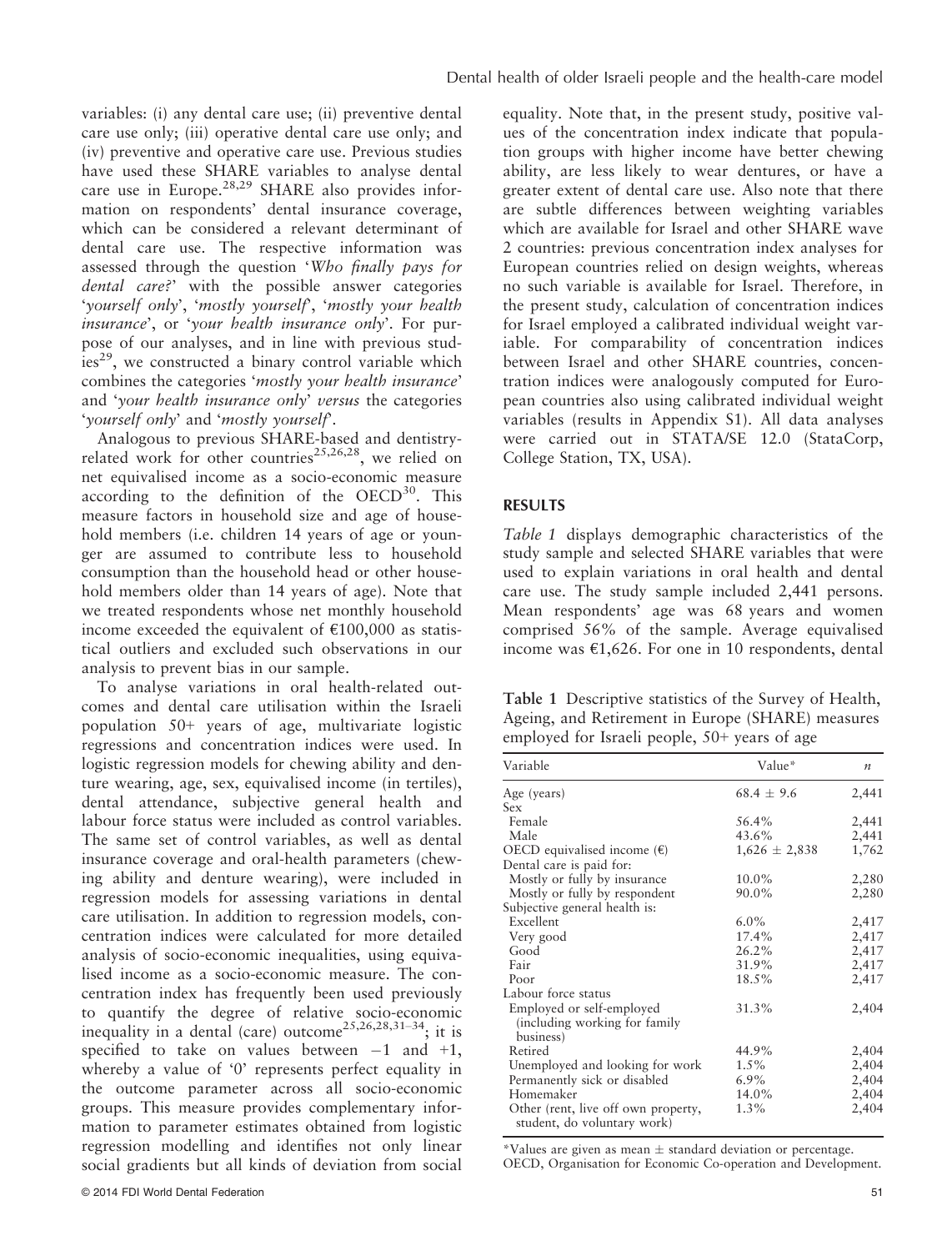variables: (i) any dental care use; (ii) preventive dental care use only; (iii) operative dental care use only; and (iv) preventive and operative care use. Previous studies have used these SHARE variables to analyse dental care use in Europe.[28,29] SHARE also provides information on respondents' dental insurance coverage, which can be considered a relevant determinant of dental care use. The respective information was assessed through the question '*Who finally pays for dental care?*' with the possible answer categories '*yourself only*', '*mostly yourself*', '*mostly your health insurance*', or '*your health insurance only*'. For purpose of our analyses, and in line with previous studies[29], we constructed a binary control variable which combines the categories '*mostly your health insurance*' and '*your health insurance only*' *versus* the categories '*yourself only*' and '*mostly yourself*'.

Analogous to previous SHARE-based and dentistry-related work for other countries[25,26,28], we relied on net equivalised income as a socio-economic measure according to the definition of the OECD[30]. This measure factors in household size and age of household members (i.e. children 14 years of age or younger are assumed to contribute less to household consumption than the household head or other household members older than 14 years of age). Note that we treated respondents whose net monthly household income exceeded the equivalent of €100,000 as statistical outliers and excluded such observations in our analysis to prevent bias in our sample.

To analyse variations in oral health-related outcomes and dental care utilisation within the Israeli population 50+ years of age, multivariate logistic regressions and concentration indices were used. In logistic regression models for chewing ability and denture wearing, age, sex, equivalised income (in tertiles), dental attendance, subjective general health and labour force status were included as control variables. The same set of control variables, as well as dental insurance coverage and oral-health parameters (chewing ability and denture wearing), were included in regression models for assessing variations in dental care utilisation. In addition to regression models, concentration indices were calculated for more detailed analysis of socio-economic inequalities, using equivalised income as a socio-economic measure. The concentration index has frequently been used previously to quantify the degree of relative socio-economic inequality in a dental (care) outcome[25,26,28,31–34]; it is specified to take on values between −1 and +1, whereby a value of '0' represents perfect equality in the outcome parameter across all socio-economic groups. This measure provides complementary information to parameter estimates obtained from logistic regression modelling and identifies not only linear social gradients but all kinds of deviation from social equality. Note that, in the present study, positive values of the concentration index indicate that population groups with higher income have better chewing ability, are less likely to wear dentures, or have a greater extent of dental care use. Also note that there are subtle differences between weighting variables which are available for Israel and other SHARE wave 2 countries: previous concentration index analyses for European countries relied on design weights, whereas no such variable is available for Israel. Therefore, in the present study, calculation of concentration indices for Israel employed a calibrated individual weight variable. For comparability of concentration indices between Israel and other SHARE countries, concentration indices were analogously computed for European countries also using calibrated individual weight variables (results in Appendix S1). All data analyses were carried out in STATA/SE 12.0 (StataCorp, College Station, TX, USA).

## RESULTS

*Table 1* displays demographic characteristics of the study sample and selected SHARE variables that were used to explain variations in oral health and dental care use. The study sample included 2,441 persons. Mean respondents' age was 68 years and women comprised 56% of the sample. Average equivalised income was €1,626. For one in 10 respondents, dental

**Table 1** Descriptive statistics of the Survey of Health, Ageing, and Retirement in Europe (SHARE) measures employed for Israeli people, 50+ years of age

| Variable | Value* | *n* |
|---|---|---|
| Age (years) | 68.4 ± 9.6 | 2,441 |
| Sex | | |
| Female | 56.4% | 2,441 |
| Male | 43.6% | 2,441 |
| OECD equivalised income (€) | 1,626 ± 2,838 | 1,762 |
| Dental care is paid for: | | |
| Mostly or fully by insurance | 10.0% | 2,280 |
| Mostly or fully by respondent | 90.0% | 2,280 |
| Subjective general health is: | | |
| Excellent | 6.0% | 2,417 |
| Very good | 17.4% | 2,417 |
| Good | 26.2% | 2,417 |
| Fair | 31.9% | 2,417 |
| Poor | 18.5% | 2,417 |
| Labour force status | | |
| Employed or self-employed (including working for family business) | 31.3% | 2,404 |
| Retired | 44.9% | 2,404 |
| Unemployed and looking for work | 1.5% | 2,404 |
| Permanently sick or disabled | 6.9% | 2,404 |
| Homemaker | 14.0% | 2,404 |
| Other (rent, live off own property, student, do voluntary work) | 1.3% | 2,404 |

*Values are given as mean ± standard deviation or percentage.
OECD, Organisation for Economic Co-operation and Development.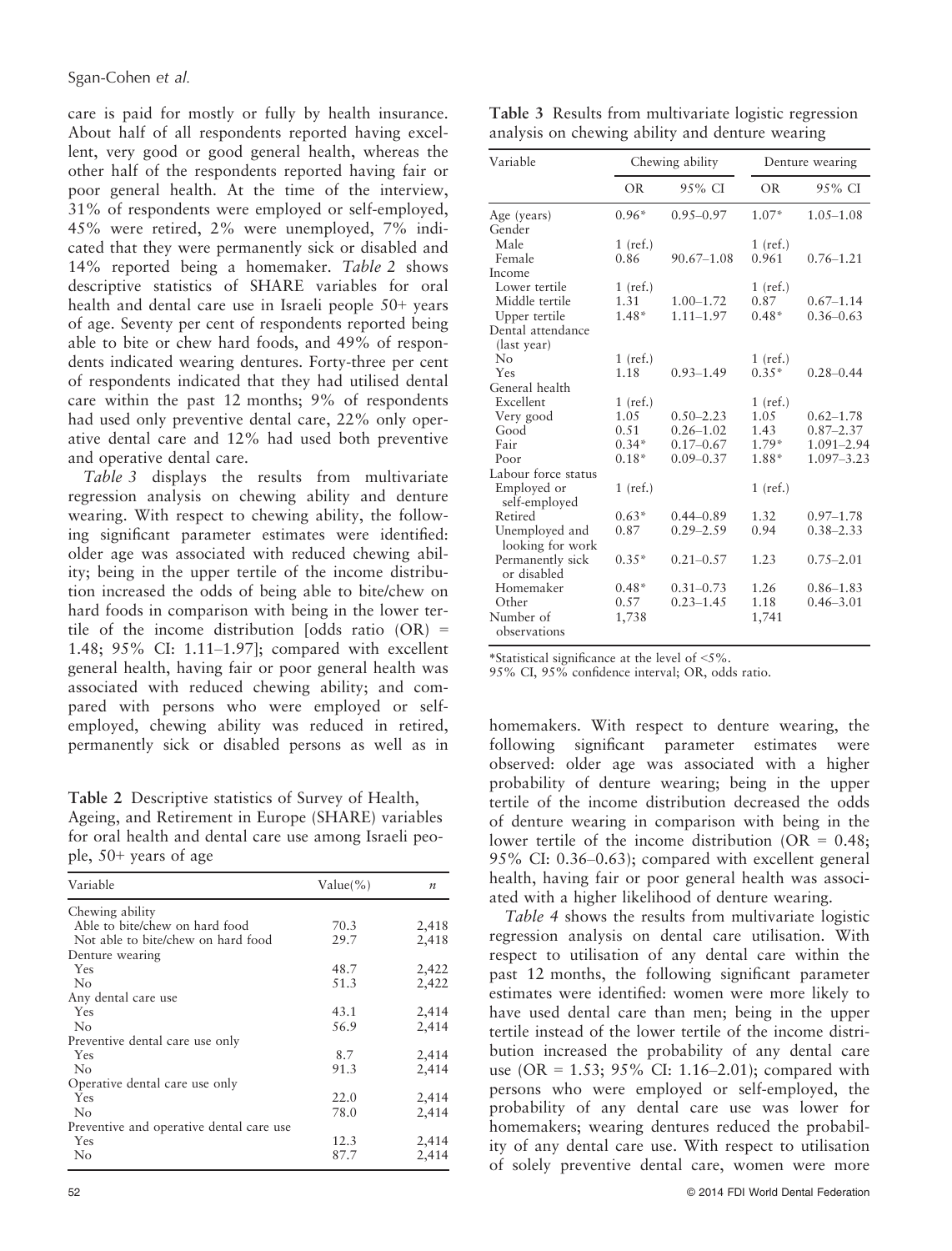care is paid for mostly or fully by health insurance. About half of all respondents reported having excellent, very good or good general health, whereas the other half of the respondents reported having fair or poor general health. At the time of the interview, 31% of respondents were employed or self-employed, 45% were retired, 2% were unemployed, 7% indicated that they were permanently sick or disabled and 14% reported being a homemaker. *Table 2* shows descriptive statistics of SHARE variables for oral health and dental care use in Israeli people 50+ years of age. Seventy per cent of respondents reported being able to bite or chew hard foods, and 49% of respondents indicated wearing dentures. Forty-three per cent of respondents indicated that they had utilised dental care within the past 12 months; 9% of respondents had used only preventive dental care, 22% only operative dental care and 12% had used both preventive and operative dental care.

*Table 3* displays the results from multivariate regression analysis on chewing ability and denture wearing. With respect to chewing ability, the following significant parameter estimates were identified: older age was associated with reduced chewing ability; being in the upper tertile of the income distribution increased the odds of being able to bite/chew on hard foods in comparison with being in the lower tertile of the income distribution [odds ratio (OR) = 1.48; 95% CI: 1.11–1.97]; compared with excellent general health, having fair or poor general health was associated with reduced chewing ability; and compared with persons who were employed or self-employed, chewing ability was reduced in retired, permanently sick or disabled persons as well as in homemakers. With respect to denture wearing, the following significant parameter estimates were observed: older age was associated with a higher probability of denture wearing; being in the upper tertile of the income distribution decreased the odds of denture wearing in comparison with being in the lower tertile of the income distribution (OR = 0.48; 95% CI: 0.36–0.63); compared with excellent general health, having fair or poor general health was associated with a higher likelihood of denture wearing.

*Table 4* shows the results from multivariate logistic regression analysis on dental care utilisation. With respect to utilisation of any dental care within the past 12 months, the following significant parameter estimates were identified: women were more likely to have used dental care than men; being in the upper tertile instead of the lower tertile of the income distribution increased the probability of any dental care use (OR = 1.53; 95% CI: 1.16–2.01); compared with persons who were employed or self-employed, the probability of any dental care use was lower for homemakers; wearing dentures reduced the probability of any dental care use. With respect to utilisation of solely preventive dental care, women were more

**Table 2** Descriptive statistics of Survey of Health, Ageing, and Retirement in Europe (SHARE) variables for oral health and dental care use among Israeli people, 50+ years of age

| Variable | Value(%) | *n* |
|---|---|---|
| Chewing ability | | |
| Able to bite/chew on hard food | 70.3 | 2,418 |
| Not able to bite/chew on hard food | 29.7 | 2,418 |
| Denture wearing | | |
| Yes | 48.7 | 2,422 |
| No | 51.3 | 2,422 |
| Any dental care use | | |
| Yes | 43.1 | 2,414 |
| No | 56.9 | 2,414 |
| Preventive dental care use only | | |
| Yes | 8.7 | 2,414 |
| No | 91.3 | 2,414 |
| Operative dental care use only | | |
| Yes | 22.0 | 2,414 |
| No | 78.0 | 2,414 |
| Preventive and operative dental care use | | |
| Yes | 12.3 | 2,414 |
| No | 87.7 | 2,414 |

**Table 3** Results from multivariate logistic regression analysis on chewing ability and denture wearing

| Variable | Chewing ability | | Denture wearing | |
|---|---|---|---|---|
| | OR | 95% CI | OR | 95% CI |
| Age (years) | 0.96* | 0.95–0.97 | 1.07* | 1.05–1.08 |
| Gender | | | | |
| Male | 1 (ref.) | | 1 (ref.) | |
| Female | 0.86 | 90.67–1.08 | 0.961 | 0.76–1.21 |
| Income | | | | |
| Lower tertile | 1 (ref.) | | 1 (ref.) | |
| Middle tertile | 1.31 | 1.00–1.72 | 0.87 | 0.67–1.14 |
| Upper tertile | 1.48* | 1.11–1.97 | 0.48* | 0.36–0.63 |
| Dental attendance (last year) | | | | |
| No | 1 (ref.) | | 1 (ref.) | |
| Yes | 1.18 | 0.93–1.49 | 0.35* | 0.28–0.44 |
| General health | | | | |
| Excellent | 1 (ref.) | | 1 (ref.) | |
| Very good | 1.05 | 0.50–2.23 | 1.05 | 0.62–1.78 |
| Good | 0.51 | 0.26–1.02 | 1.43 | 0.87–2.37 |
| Fair | 0.34* | 0.17–0.67 | 1.79* | 1.091–2.94 |
| Poor | 0.18* | 0.09–0.37 | 1.88* | 1.097–3.23 |
| Labour force status | | | | |
| Employed or self-employed | 1 (ref.) | | 1 (ref.) | |
| Retired | 0.63* | 0.44–0.89 | 1.32 | 0.97–1.78 |
| Unemployed and looking for work | 0.87 | 0.29–2.59 | 0.94 | 0.38–2.33 |
| Permanently sick or disabled | 0.35* | 0.21–0.57 | 1.23 | 0.75–2.01 |
| Homemaker | 0.48* | 0.31–0.73 | 1.26 | 0.86–1.83 |
| Other | 0.57 | 0.23–1.45 | 1.18 | 0.46–3.01 |
| Number of observations | 1,738 | | 1,741 | |

*Statistical significance at the level of <5%.

95% CI, 95% confidence interval; OR, odds ratio.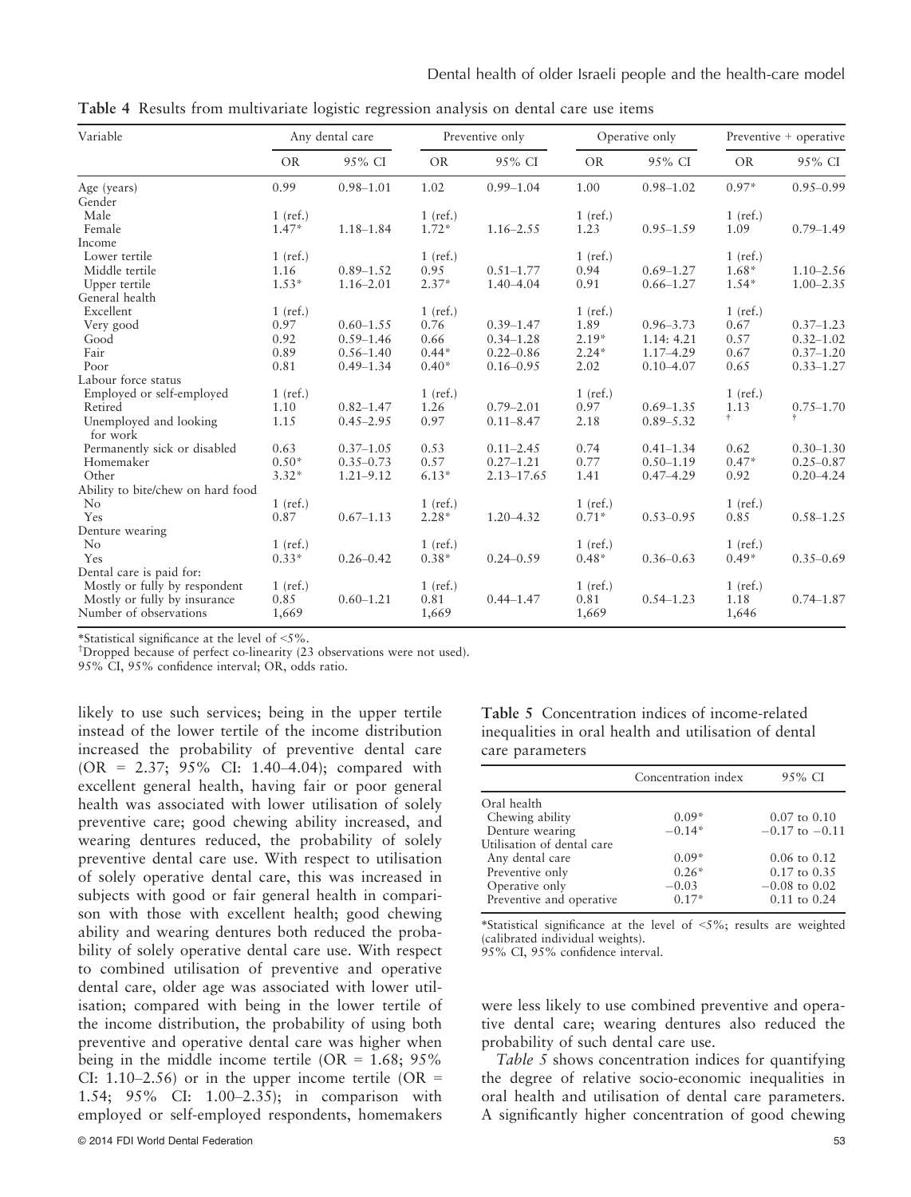**Table 4** Results from multivariate logistic regression analysis on dental care use items

| Variable | Any dental care | | Preventive only | | Operative only | | Preventive + operative | |
|---|---|---|---|---|---|---|---|---|
| | OR | 95% CI | OR | 95% CI | OR | 95% CI | OR | 95% CI |
| Age (years) | 0.99 | 0.98–1.01 | 1.02 | 0.99–1.04 | 1.00 | 0.98–1.02 | 0.97* | 0.95–0.99 |
| Gender | | | | | | | | |
| Male | 1 (ref.) | | 1 (ref.) | | 1 (ref.) | | 1 (ref.) | |
| Female | 1.47* | 1.18–1.84 | 1.72* | 1.16–2.55 | 1.23 | 0.95–1.59 | 1.09 | 0.79–1.49 |
| Income | | | | | | | | |
| Lower tertile | 1 (ref.) | | 1 (ref.) | | 1 (ref.) | | 1 (ref.) | |
| Middle tertile | 1.16 | 0.89–1.52 | 0.95 | 0.51–1.77 | 0.94 | 0.69–1.27 | 1.68* | 1.10–2.56 |
| Upper tertile | 1.53* | 1.16–2.01 | 2.37* | 1.40–4.04 | 0.91 | 0.66–1.27 | 1.54* | 1.00–2.35 |
| General health | | | | | | | | |
| Excellent | 1 (ref.) | | 1 (ref.) | | 1 (ref.) | | 1 (ref.) | |
| Very good | 0.97 | 0.60–1.55 | 0.76 | 0.39–1.47 | 1.89 | 0.96–3.73 | 0.67 | 0.37–1.23 |
| Good | 0.92 | 0.59–1.46 | 0.66 | 0.34–1.28 | 2.19* | 1.14: 4.21 | 0.57 | 0.32–1.02 |
| Fair | 0.89 | 0.56–1.40 | 0.44* | 0.22–0.86 | 2.24* | 1.17–4.29 | 0.67 | 0.37–1.20 |
| Poor | 0.81 | 0.49–1.34 | 0.40* | 0.16–0.95 | 2.02 | 0.10–4.07 | 0.65 | 0.33–1.27 |
| Labour force status | | | | | | | | |
| Employed or self-employed | 1 (ref.) | | 1 (ref.) | | 1 (ref.) | | 1 (ref.) | |
| Retired | 1.10 | 0.82–1.47 | 1.26 | 0.79–2.01 | 0.97 | 0.69–1.35 | 1.13 | 0.75–1.70 |
| Unemployed and looking for work | 1.15 | 0.45–2.95 | 0.97 | 0.11–8.47 | 2.18 | 0.89–5.32 | † | † |
| Permanently sick or disabled | 0.63 | 0.37–1.05 | 0.53 | 0.11–2.45 | 0.74 | 0.41–1.34 | 0.62 | 0.30–1.30 |
| Homemaker | 0.50* | 0.35–0.73 | 0.57 | 0.27–1.21 | 0.77 | 0.50–1.19 | 0.47* | 0.25–0.87 |
| Other | 3.32* | 1.21–9.12 | 6.13* | 2.13–17.65 | 1.41 | 0.47–4.29 | 0.92 | 0.20–4.24 |
| Ability to bite/chew on hard food | | | | | | | | |
| No | 1 (ref.) | | 1 (ref.) | | 1 (ref.) | | 1 (ref.) | |
| Yes | 0.87 | 0.67–1.13 | 2.28* | 1.20–4.32 | 0.71* | 0.53–0.95 | 0.85 | 0.58–1.25 |
| Denture wearing | | | | | | | | |
| No | 1 (ref.) | | 1 (ref.) | | 1 (ref.) | | 1 (ref.) | |
| Yes | 0.33* | 0.26–0.42 | 0.38* | 0.24–0.59 | 0.48* | 0.36–0.63 | 0.49* | 0.35–0.69 |
| Dental care is paid for: | | | | | | | | |
| Mostly or fully by respondent | 1 (ref.) | | 1 (ref.) | | 1 (ref.) | | 1 (ref.) | |
| Mostly or fully by insurance | 0.85 | 0.60–1.21 | 0.81 | 0.44–1.47 | 0.81 | 0.54–1.23 | 1.18 | 0.74–1.87 |
| Number of observations | 1,669 | | 1,669 | | 1,669 | | 1,646 | |

*Statistical significance at the level of <5%.
†Dropped because of perfect co-linearity (23 observations were not used).
95% CI, 95% confidence interval; OR, odds ratio.

likely to use such services; being in the upper tertile instead of the lower tertile of the income distribution increased the probability of preventive dental care (OR = 2.37; 95% CI: 1.40–4.04); compared with excellent general health, having fair or poor general health was associated with lower utilisation of solely preventive care; good chewing ability increased, and wearing dentures reduced, the probability of solely preventive dental care use. With respect to utilisation of solely operative dental care, this was increased in subjects with good or fair general health in comparison with those with excellent health; good chewing ability and wearing dentures both reduced the probability of solely operative dental care use. With respect to combined utilisation of preventive and operative dental care, older age was associated with lower utilisation; compared with being in the lower tertile of the income distribution, the probability of using both preventive and operative dental care was higher when being in the middle income tertile (OR = 1.68; 95% CI: 1.10–2.56) or in the upper income tertile (OR = 1.54; 95% CI: 1.00–2.35); in comparison with employed or self-employed respondents, homemakers were less likely to use combined preventive and operative dental care; wearing dentures also reduced the probability of such dental care use.

**Table 5** Concentration indices of income-related inequalities in oral health and utilisation of dental care parameters

| | Concentration index | 95% CI |
|---|---|---|
| Oral health | | |
| Chewing ability | 0.09* | 0.07 to 0.10 |
| Denture wearing | −0.14* | −0.17 to −0.11 |
| Utilisation of dental care | | |
| Any dental care | 0.09* | 0.06 to 0.12 |
| Preventive only | 0.26* | 0.17 to 0.35 |
| Operative only | −0.03 | −0.08 to 0.02 |
| Preventive and operative | 0.17* | 0.11 to 0.24 |

*Statistical significance at the level of <5%; results are weighted (calibrated individual weights).
95% CI, 95% confidence interval.

*Table 5* shows concentration indices for quantifying the degree of relative socio-economic inequalities in oral health and utilisation of dental care parameters. A significantly higher concentration of good chewing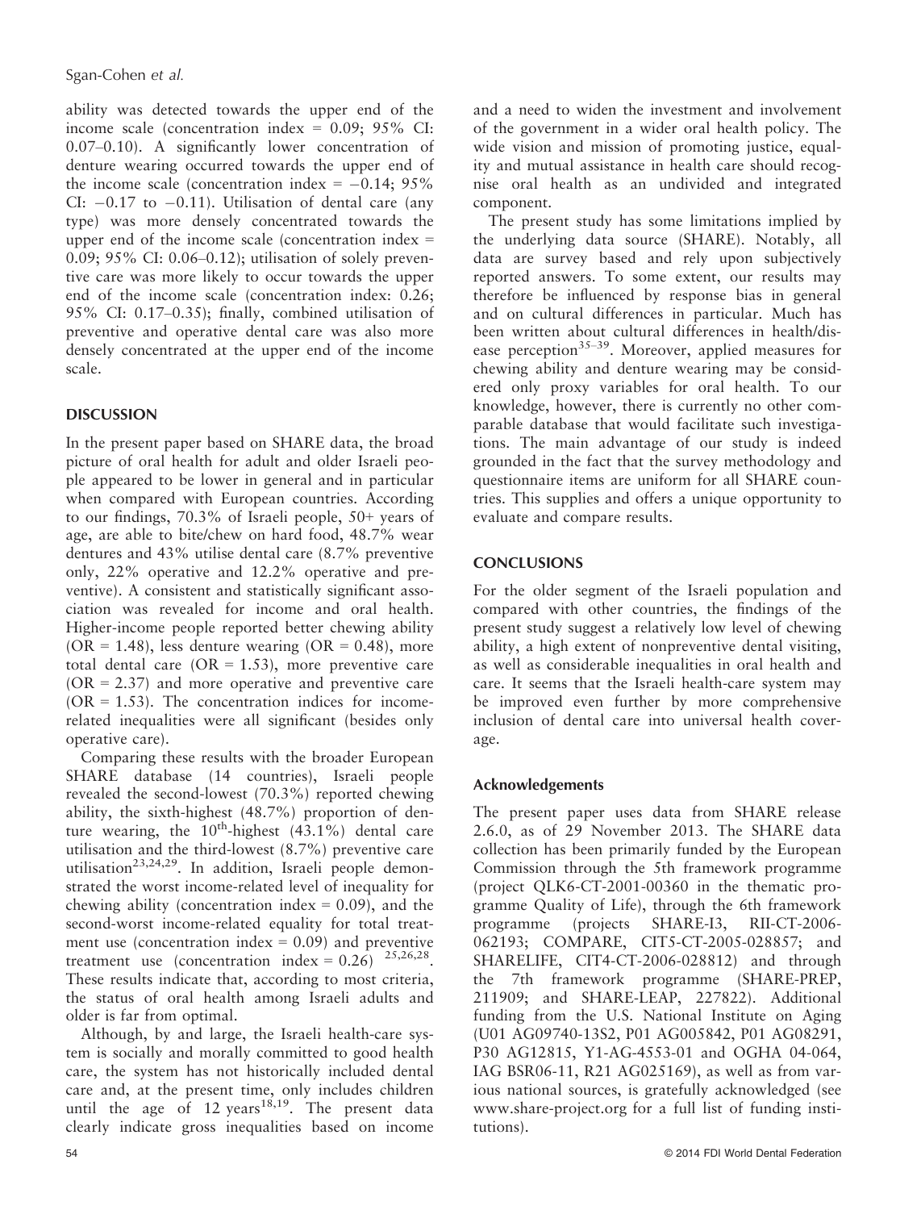ability was detected towards the upper end of the income scale (concentration index = 0.09; 95% CI: 0.07–0.10). A significantly lower concentration of denture wearing occurred towards the upper end of the income scale (concentration index = −0.14; 95% CI: −0.17 to −0.11). Utilisation of dental care (any type) was more densely concentrated towards the upper end of the income scale (concentration index = 0.09; 95% CI: 0.06–0.12); utilisation of solely preventive care was more likely to occur towards the upper end of the income scale (concentration index: 0.26; 95% CI: 0.17–0.35); finally, combined utilisation of preventive and operative dental care was also more densely concentrated at the upper end of the income scale.

## DISCUSSION

In the present paper based on SHARE data, the broad picture of oral health for adult and older Israeli people appeared to be lower in general and in particular when compared with European countries. According to our findings, 70.3% of Israeli people, 50+ years of age, are able to bite/chew on hard food, 48.7% wear dentures and 43% utilise dental care (8.7% preventive only, 22% operative and 12.2% operative and preventive). A consistent and statistically significant association was revealed for income and oral health. Higher-income people reported better chewing ability (OR = 1.48), less denture wearing (OR = 0.48), more total dental care (OR = 1.53), more preventive care (OR = 2.37) and more operative and preventive care (OR = 1.53). The concentration indices for income-related inequalities were all significant (besides only operative care).

Comparing these results with the broader European SHARE database (14 countries), Israeli people revealed the second-lowest (70.3%) reported chewing ability, the sixth-highest (48.7%) proportion of denture wearing, the 10th-highest (43.1%) dental care utilisation and the third-lowest (8.7%) preventive care utilisation[23,24,29]. In addition, Israeli people demonstrated the worst income-related level of inequality for chewing ability (concentration index = 0.09), and the second-worst income-related equality for total treatment use (concentration index = 0.09) and preventive treatment use (concentration index = 0.26)[25,26,28]. These results indicate that, according to most criteria, the status of oral health among Israeli adults and older is far from optimal.

Although, by and large, the Israeli health-care system is socially and morally committed to good health care, the system has not historically included dental care and, at the present time, only includes children until the age of 12 years[18,19]. The present data clearly indicate gross inequalities based on income and a need to widen the investment and involvement of the government in a wider oral health policy. The wide vision and mission of promoting justice, equality and mutual assistance in health care should recognise oral health as an undivided and integrated component.

The present study has some limitations implied by the underlying data source (SHARE). Notably, all data are survey based and rely upon subjectively reported answers. To some extent, our results may therefore be influenced by response bias in general and on cultural differences in particular. Much has been written about cultural differences in health/disease perception[35–39]. Moreover, applied measures for chewing ability and denture wearing may be considered only proxy variables for oral health. To our knowledge, however, there is currently no other comparable database that would facilitate such investigations. The main advantage of our study is indeed grounded in the fact that the survey methodology and questionnaire items are uniform for all SHARE countries. This supplies and offers a unique opportunity to evaluate and compare results.

## CONCLUSIONS

For the older segment of the Israeli population and compared with other countries, the findings of the present study suggest a relatively low level of chewing ability, a high extent of nonpreventive dental visiting, as well as considerable inequalities in oral health and care. It seems that the Israeli health-care system may be improved even further by more comprehensive inclusion of dental care into universal health coverage.

### Acknowledgements

The present paper uses data from SHARE release 2.6.0, as of 29 November 2013. The SHARE data collection has been primarily funded by the European Commission through the 5th framework programme (project QLK6-CT-2001-00360 in the thematic programme Quality of Life), through the 6th framework programme (projects SHARE-I3, RII-CT-2006-062193; COMPARE, CIT5-CT-2005-028857; and SHARELIFE, CIT4-CT-2006-028812) and through the 7th framework programme (SHARE-PREP, 211909; and SHARE-LEAP, 227822). Additional funding from the U.S. National Institute on Aging (U01 AG09740-13S2, P01 AG005842, P01 AG08291, P30 AG12815, Y1-AG-4553-01 and OGHA 04-064, IAG BSR06-11, R21 AG025169), as well as from various national sources, is gratefully acknowledged (see www.share-project.org for a full list of funding institutions).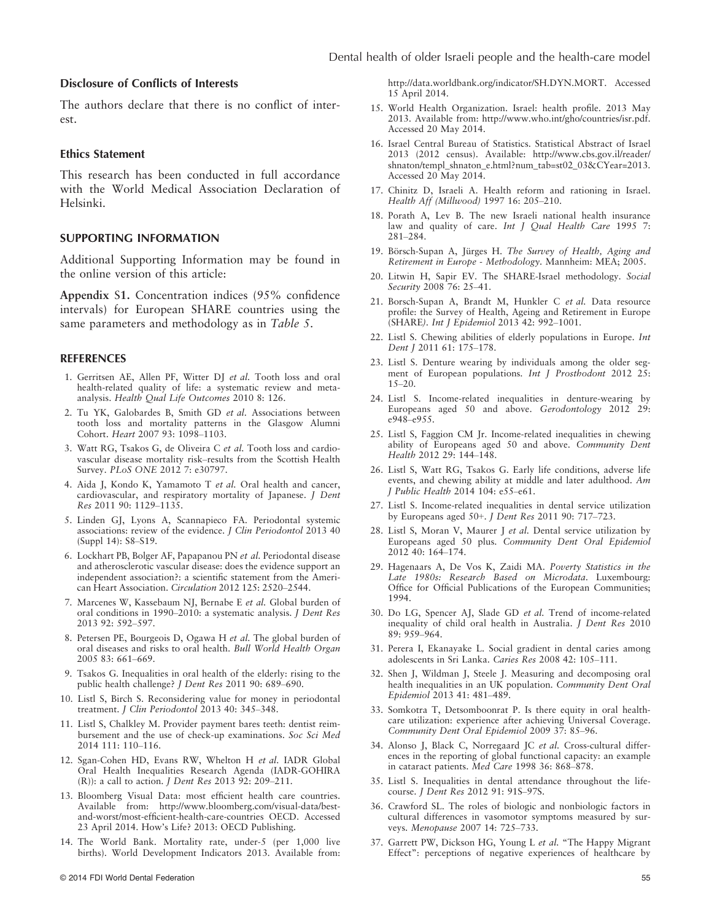### Disclosure of Conflicts of Interests

The authors declare that there is no conflict of interest.

### Ethics Statement

This research has been conducted in full accordance with the World Medical Association Declaration of Helsinki.

## SUPPORTING INFORMATION

Additional Supporting Information may be found in the online version of this article:

**Appendix S1.** Concentration indices (95% confidence intervals) for European SHARE countries using the same parameters and methodology as in *Table 5*.

## REFERENCES

1. Gerritsen AE, Allen PF, Witter DJ *et al.* Tooth loss and oral health-related quality of life: a systematic review and meta-analysis. *Health Qual Life Outcomes* 2010 8: 126.
2. Tu YK, Galobardes B, Smith GD *et al.* Associations between tooth loss and mortality patterns in the Glasgow Alumni Cohort. *Heart* 2007 93: 1098–1103.
3. Watt RG, Tsakos G, de Oliveira C *et al.* Tooth loss and cardiovascular disease mortality risk–results from the Scottish Health Survey. *PLoS ONE* 2012 7: e30797.
4. Aida J, Kondo K, Yamamoto T *et al.* Oral health and cancer, cardiovascular, and respiratory mortality of Japanese. *J Dent Res* 2011 90: 1129–1135.
5. Linden GJ, Lyons A, Scannapieco FA. Periodontal systemic associations: review of the evidence. *J Clin Periodontol* 2013 40 (Suppl 14): S8–S19.
6. Lockhart PB, Bolger AF, Papapanou PN *et al.* Periodontal disease and atherosclerotic vascular disease: does the evidence support an independent association?: a scientific statement from the American Heart Association. *Circulation* 2012 125: 2520–2544.
7. Marcenes W, Kassebaum NJ, Bernabe E *et al.* Global burden of oral conditions in 1990–2010: a systematic analysis. *J Dent Res* 2013 92: 592–597.
8. Petersen PE, Bourgeois D, Ogawa H *et al.* The global burden of oral diseases and risks to oral health. *Bull World Health Organ* 2005 83: 661–669.
9. Tsakos G. Inequalities in oral health of the elderly: rising to the public health challenge? *J Dent Res* 2011 90: 689–690.
10. Listl S, Birch S. Reconsidering value for money in periodontal treatment. *J Clin Periodontol* 2013 40: 345–348.
11. Listl S, Chalkley M. Provider payment bares teeth: dentist reimbursement and the use of check-up examinations. *Soc Sci Med* 2014 111: 110–116.
12. Sgan-Cohen HD, Evans RW, Whelton H *et al.* IADR Global Oral Health Inequalities Research Agenda (IADR-GOHIRA (R)): a call to action. *J Dent Res* 2013 92: 209–211.
13. Bloomberg Visual Data: most efficient health care countries. Available from: http://www.bloomberg.com/visual-data/best-and-worst/most-efficient-health-care-countries OECD. Accessed 23 April 2014. How's Life? 2013: OECD Publishing.
14. The World Bank. Mortality rate, under-5 (per 1,000 live births). World Development Indicators 2013. Available from: http://data.worldbank.org/indicator/SH.DYN.MORT. Accessed 15 April 2014.
15. World Health Organization. Israel: health profile. 2013 May 2013. Available from: http://www.who.int/gho/countries/isr.pdf. Accessed 20 May 2014.
16. Israel Central Bureau of Statistics. Statistical Abstract of Israel 2013 (2012 census). Available: http://www.cbs.gov.il/reader/shnaton/templ_shnaton_e.html?num_tab=st02_03&CYear=2013. Accessed 20 May 2014.
17. Chinitz D, Israeli A. Health reform and rationing in Israel. *Health Aff (Millwood)* 1997 16: 205–210.
18. Porath A, Lev B. The new Israeli national health insurance law and quality of care. *Int J Qual Health Care* 1995 7: 281–284.
19. Börsch-Supan A, Jürges H. *The Survey of Health, Aging and Retirement in Europe - Methodology*. Mannheim: MEA; 2005.
20. Litwin H, Sapir EV. The SHARE-Israel methodology. *Social Security* 2008 76: 25–41.
21. Borsch-Supan A, Brandt M, Hunkler C *et al.* Data resource profile: the Survey of Health, Ageing and Retirement in Europe (SHARE). *Int J Epidemiol* 2013 42: 992–1001.
22. Listl S. Chewing abilities of elderly populations in Europe. *Int Dent J* 2011 61: 175–178.
23. Listl S. Denture wearing by individuals among the older segment of European populations. *Int J Prosthodont* 2012 25: 15–20.
24. Listl S. Income-related inequalities in denture-wearing by Europeans aged 50 and above. *Gerodontology* 2012 29: e948–e955.
25. Listl S, Faggion CM Jr. Income-related inequalities in chewing ability of Europeans aged 50 and above. *Community Dent Health* 2012 29: 144–148.
26. Listl S, Watt RG, Tsakos G. Early life conditions, adverse life events, and chewing ability at middle and later adulthood. *Am J Public Health* 2014 104: e55–e61.
27. Listl S. Income-related inequalities in dental service utilization by Europeans aged 50+. *J Dent Res* 2011 90: 717–723.
28. Listl S, Moran V, Maurer J *et al.* Dental service utilization by Europeans aged 50 plus. *Community Dent Oral Epidemiol* 2012 40: 164–174.
29. Hagenaars A, De Vos K, Zaidi MA. *Poverty Statistics in the Late 1980s: Research Based on Microdata*. Luxembourg: Office for Official Publications of the European Communities; 1994.
30. Do LG, Spencer AJ, Slade GD *et al.* Trend of income-related inequality of child oral health in Australia. *J Dent Res* 2010 89: 959–964.
31. Perera I, Ekanayake L. Social gradient in dental caries among adolescents in Sri Lanka. *Caries Res* 2008 42: 105–111.
32. Shen J, Wildman J, Steele J. Measuring and decomposing oral health inequalities in an UK population. *Community Dent Oral Epidemiol* 2013 41: 481–489.
33. Somkotra T, Detsomboonrat P. Is there equity in oral healthcare utilization: experience after achieving Universal Coverage. *Community Dent Oral Epidemiol* 2009 37: 85–96.
34. Alonso J, Black C, Norregaard JC *et al.* Cross-cultural differences in the reporting of global functional capacity: an example in cataract patients. *Med Care* 1998 36: 868–878.
35. Listl S. Inequalities in dental attendance throughout the life-course. *J Dent Res* 2012 91: 91S–97S.
36. Crawford SL. The roles of biologic and nonbiologic factors in cultural differences in vasomotor symptoms measured by surveys. *Menopause* 2007 14: 725–733.
37. Garrett PW, Dickson HG, Young L *et al.* "The Happy Migrant Effect": perceptions of negative experiences of healthcare by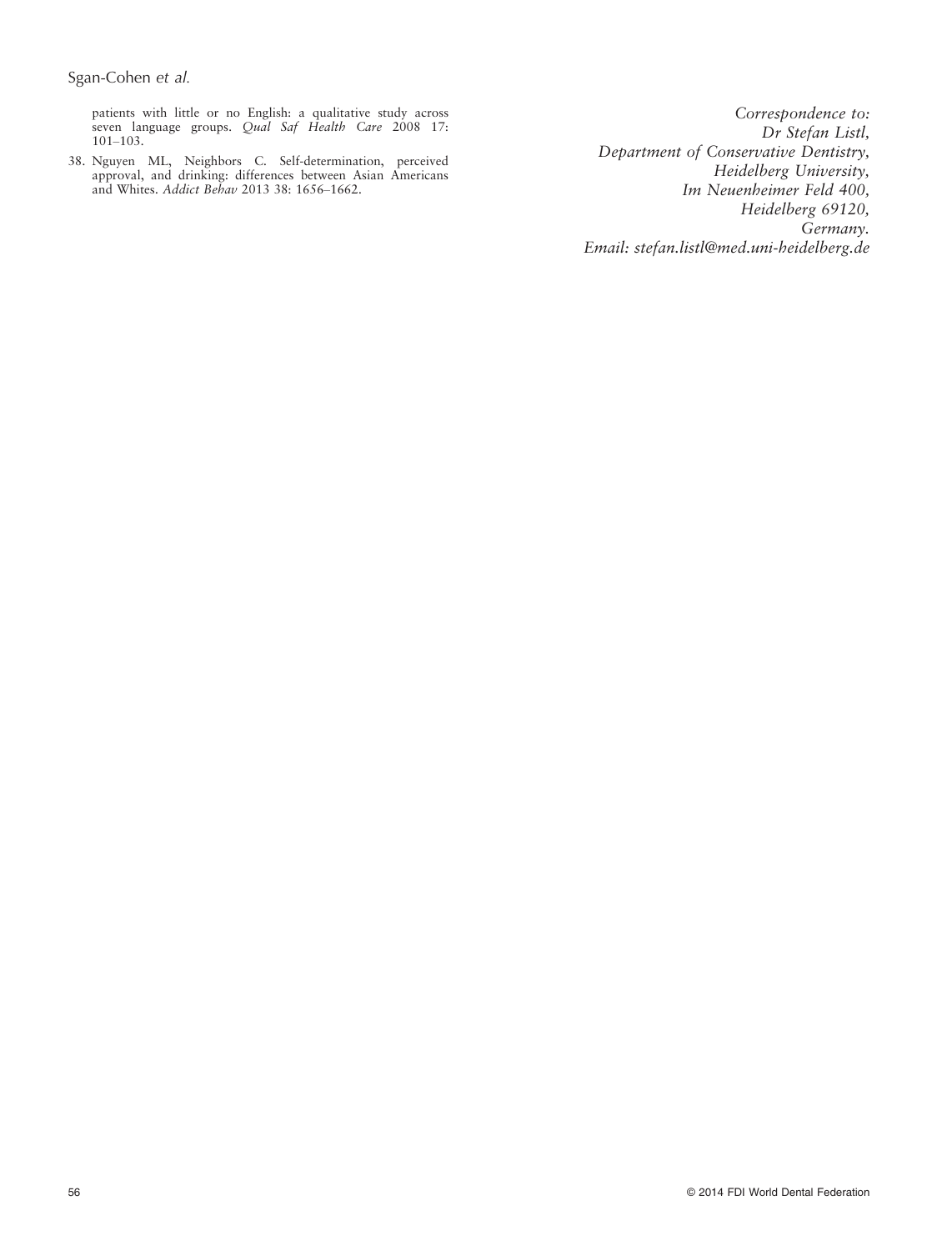patients with little or no English: a qualitative study across seven language groups. *Qual Saf Health Care* 2008 17: 101–103.

38. Nguyen ML, Neighbors C. Self-determination, perceived approval, and drinking: differences between Asian Americans and Whites. *Addict Behav* 2013 38: 1656–1662.

*Correspondence to:*
*Dr Stefan Listl,*
*Department of Conservative Dentistry,*
*Heidelberg University,*
*Im Neuenheimer Feld 400,*
*Heidelberg 69120,*
*Germany.*
*Email: stefan.listl@med.uni-heidelberg.de*